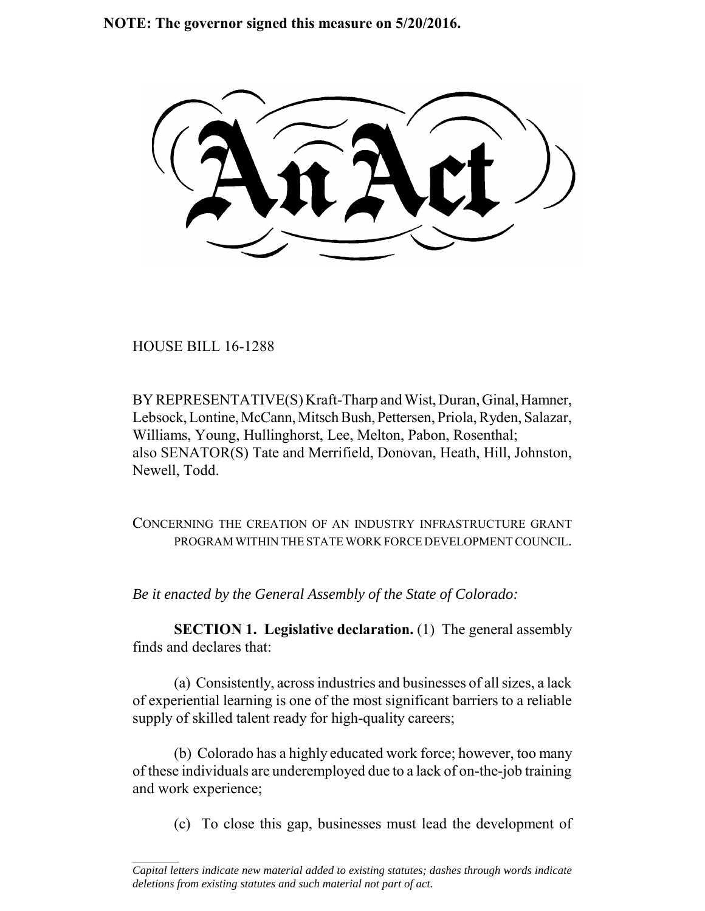**NOTE: The governor signed this measure on 5/20/2016.**

# An Act

HOUSE BILL 16-1288

BY REPRESENTATIVE(S) Kraft-Tharp and Wist, Duran, Ginal, Hamner, Lebsock, Lontine, McCann, Mitsch Bush, Pettersen, Priola, Ryden, Salazar, Williams, Young, Hullinghorst, Lee, Melton, Pabon, Rosenthal;
also SENATOR(S) Tate and Merrifield, Donovan, Heath, Hill, Johnston, Newell, Todd.

CONCERNING THE CREATION OF AN INDUSTRY INFRASTRUCTURE GRANT PROGRAM WITHIN THE STATE WORK FORCE DEVELOPMENT COUNCIL.

*Be it enacted by the General Assembly of the State of Colorado:*

**SECTION 1. Legislative declaration.** (1) The general assembly finds and declares that:

(a) Consistently, across industries and businesses of all sizes, a lack of experiential learning is one of the most significant barriers to a reliable supply of skilled talent ready for high-quality careers;

(b) Colorado has a highly educated work force; however, too many of these individuals are underemployed due to a lack of on-the-job training and work experience;

(c) To close this gap, businesses must lead the development of

*Capital letters indicate new material added to existing statutes; dashes through words indicate deletions from existing statutes and such material not part of act.*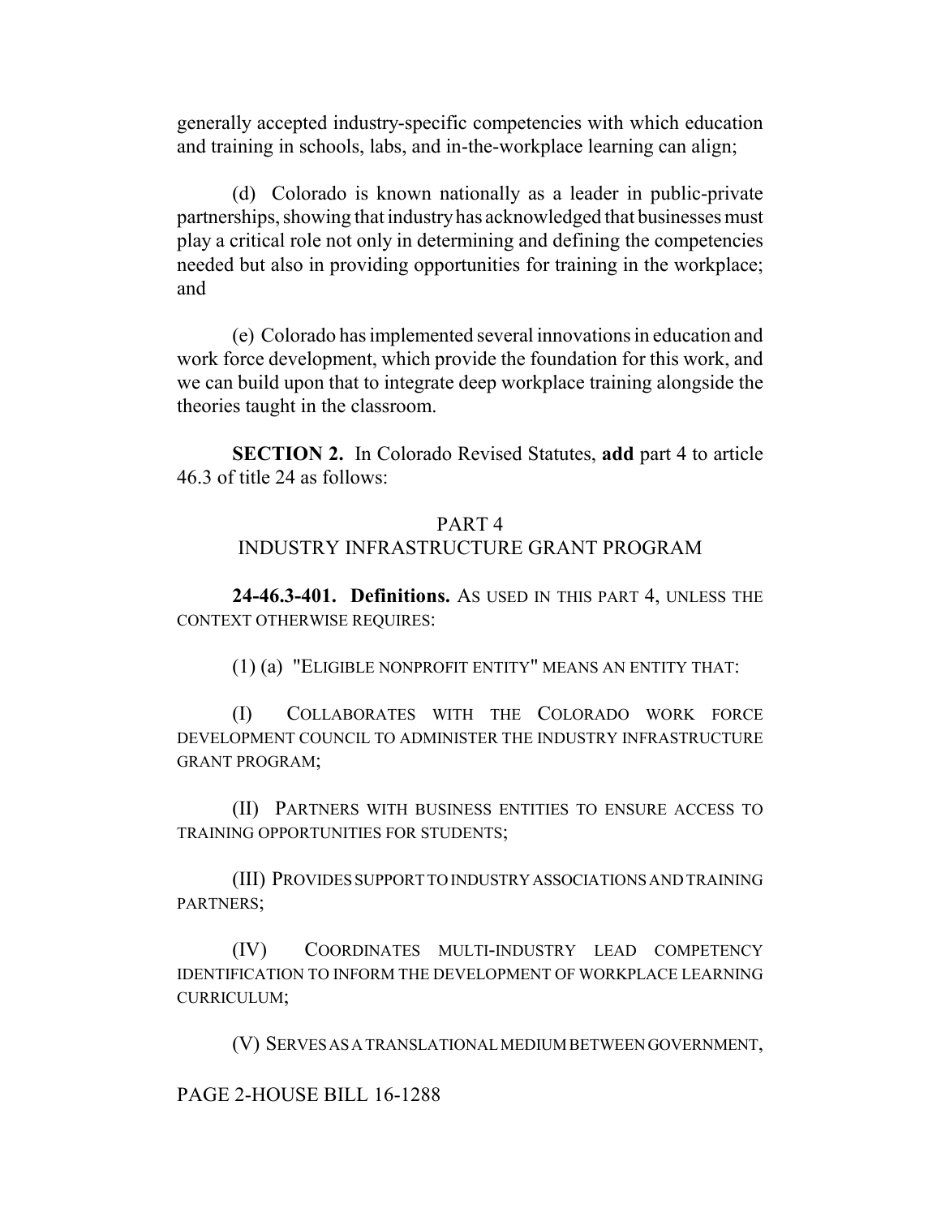generally accepted industry-specific competencies with which education and training in schools, labs, and in-the-workplace learning can align;

(d) Colorado is known nationally as a leader in public-private partnerships, showing that industry has acknowledged that businesses must play a critical role not only in determining and defining the competencies needed but also in providing opportunities for training in the workplace; and

(e) Colorado has implemented several innovations in education and work force development, which provide the foundation for this work, and we can build upon that to integrate deep workplace training alongside the theories taught in the classroom.

**SECTION 2.** In Colorado Revised Statutes, **add** part 4 to article 46.3 of title 24 as follows:

PART 4
INDUSTRY INFRASTRUCTURE GRANT PROGRAM

**24-46.3-401. Definitions.** AS USED IN THIS PART 4, UNLESS THE CONTEXT OTHERWISE REQUIRES:

(1) (a) "ELIGIBLE NONPROFIT ENTITY" MEANS AN ENTITY THAT:

(I) COLLABORATES WITH THE COLORADO WORK FORCE DEVELOPMENT COUNCIL TO ADMINISTER THE INDUSTRY INFRASTRUCTURE GRANT PROGRAM;

(II) PARTNERS WITH BUSINESS ENTITIES TO ENSURE ACCESS TO TRAINING OPPORTUNITIES FOR STUDENTS;

(III) PROVIDES SUPPORT TO INDUSTRY ASSOCIATIONS AND TRAINING PARTNERS;

(IV) COORDINATES MULTI-INDUSTRY LEAD COMPETENCY IDENTIFICATION TO INFORM THE DEVELOPMENT OF WORKPLACE LEARNING CURRICULUM;

(V) SERVES AS A TRANSLATIONAL MEDIUM BETWEEN GOVERNMENT,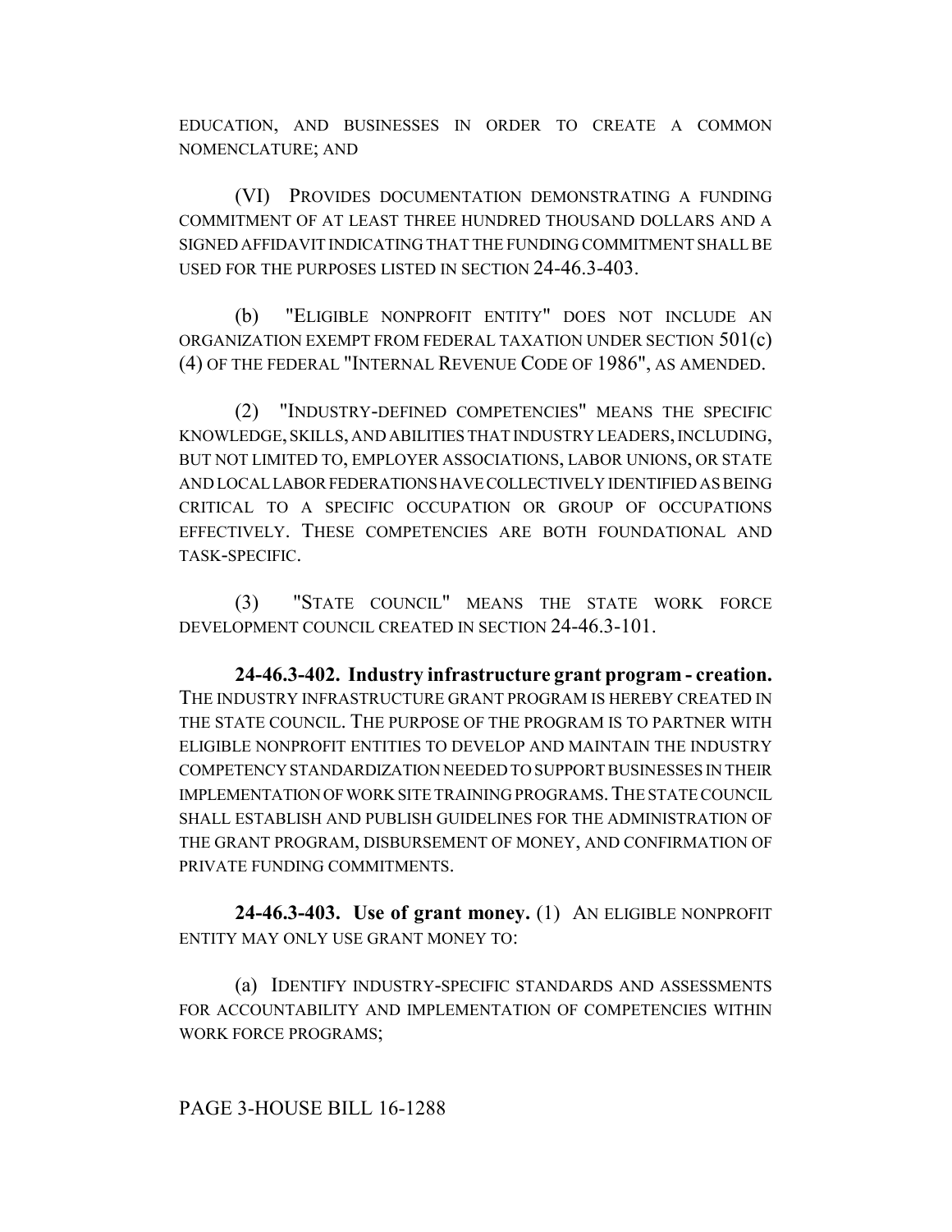EDUCATION, AND BUSINESSES IN ORDER TO CREATE A COMMON NOMENCLATURE; AND

(VI) PROVIDES DOCUMENTATION DEMONSTRATING A FUNDING COMMITMENT OF AT LEAST THREE HUNDRED THOUSAND DOLLARS AND A SIGNED AFFIDAVIT INDICATING THAT THE FUNDING COMMITMENT SHALL BE USED FOR THE PURPOSES LISTED IN SECTION 24-46.3-403.

(b) "ELIGIBLE NONPROFIT ENTITY" DOES NOT INCLUDE AN ORGANIZATION EXEMPT FROM FEDERAL TAXATION UNDER SECTION 501(c) (4) OF THE FEDERAL "INTERNAL REVENUE CODE OF 1986", AS AMENDED.

(2) "INDUSTRY-DEFINED COMPETENCIES" MEANS THE SPECIFIC KNOWLEDGE, SKILLS, AND ABILITIES THAT INDUSTRY LEADERS, INCLUDING, BUT NOT LIMITED TO, EMPLOYER ASSOCIATIONS, LABOR UNIONS, OR STATE AND LOCAL LABOR FEDERATIONS HAVE COLLECTIVELY IDENTIFIED AS BEING CRITICAL TO A SPECIFIC OCCUPATION OR GROUP OF OCCUPATIONS EFFECTIVELY. THESE COMPETENCIES ARE BOTH FOUNDATIONAL AND TASK-SPECIFIC.

(3) "STATE COUNCIL" MEANS THE STATE WORK FORCE DEVELOPMENT COUNCIL CREATED IN SECTION 24-46.3-101.

**24-46.3-402. Industry infrastructure grant program - creation.** THE INDUSTRY INFRASTRUCTURE GRANT PROGRAM IS HEREBY CREATED IN THE STATE COUNCIL. THE PURPOSE OF THE PROGRAM IS TO PARTNER WITH ELIGIBLE NONPROFIT ENTITIES TO DEVELOP AND MAINTAIN THE INDUSTRY COMPETENCY STANDARDIZATION NEEDED TO SUPPORT BUSINESSES IN THEIR IMPLEMENTATION OF WORK SITE TRAINING PROGRAMS. THE STATE COUNCIL SHALL ESTABLISH AND PUBLISH GUIDELINES FOR THE ADMINISTRATION OF THE GRANT PROGRAM, DISBURSEMENT OF MONEY, AND CONFIRMATION OF PRIVATE FUNDING COMMITMENTS.

**24-46.3-403. Use of grant money.** (1) AN ELIGIBLE NONPROFIT ENTITY MAY ONLY USE GRANT MONEY TO:

(a) IDENTIFY INDUSTRY-SPECIFIC STANDARDS AND ASSESSMENTS FOR ACCOUNTABILITY AND IMPLEMENTATION OF COMPETENCIES WITHIN WORK FORCE PROGRAMS;

PAGE 3-HOUSE BILL 16-1288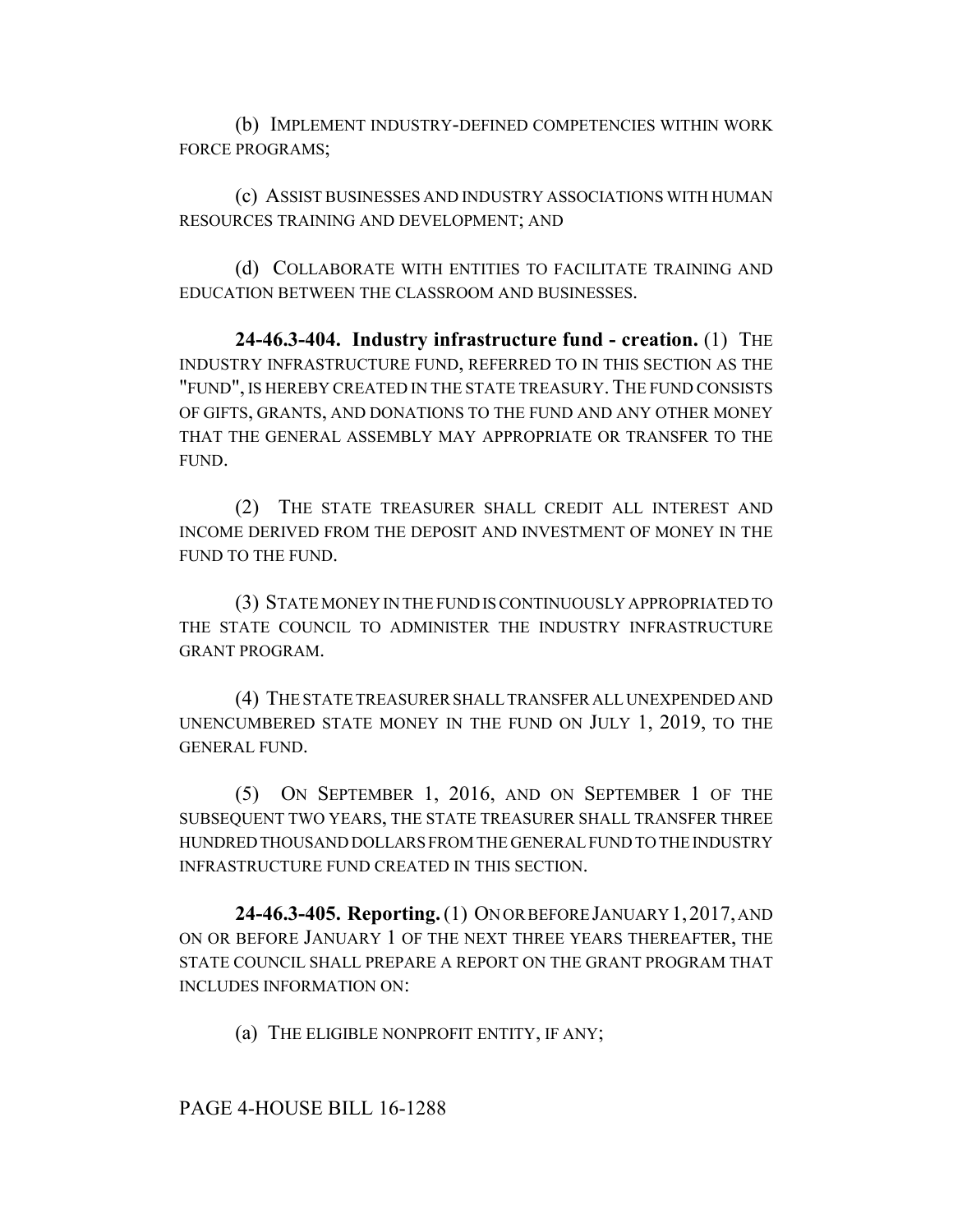(b) IMPLEMENT INDUSTRY-DEFINED COMPETENCIES WITHIN WORK FORCE PROGRAMS;

(c) ASSIST BUSINESSES AND INDUSTRY ASSOCIATIONS WITH HUMAN RESOURCES TRAINING AND DEVELOPMENT; AND

(d) COLLABORATE WITH ENTITIES TO FACILITATE TRAINING AND EDUCATION BETWEEN THE CLASSROOM AND BUSINESSES.

**24-46.3-404. Industry infrastructure fund - creation.** (1) THE INDUSTRY INFRASTRUCTURE FUND, REFERRED TO IN THIS SECTION AS THE "FUND", IS HEREBY CREATED IN THE STATE TREASURY. THE FUND CONSISTS OF GIFTS, GRANTS, AND DONATIONS TO THE FUND AND ANY OTHER MONEY THAT THE GENERAL ASSEMBLY MAY APPROPRIATE OR TRANSFER TO THE FUND.

(2) THE STATE TREASURER SHALL CREDIT ALL INTEREST AND INCOME DERIVED FROM THE DEPOSIT AND INVESTMENT OF MONEY IN THE FUND TO THE FUND.

(3) STATE MONEY IN THE FUND IS CONTINUOUSLY APPROPRIATED TO THE STATE COUNCIL TO ADMINISTER THE INDUSTRY INFRASTRUCTURE GRANT PROGRAM.

(4) THE STATE TREASURER SHALL TRANSFER ALL UNEXPENDED AND UNENCUMBERED STATE MONEY IN THE FUND ON JULY 1, 2019, TO THE GENERAL FUND.

(5) ON SEPTEMBER 1, 2016, AND ON SEPTEMBER 1 OF THE SUBSEQUENT TWO YEARS, THE STATE TREASURER SHALL TRANSFER THREE HUNDRED THOUSAND DOLLARS FROM THE GENERAL FUND TO THE INDUSTRY INFRASTRUCTURE FUND CREATED IN THIS SECTION.

**24-46.3-405. Reporting.** (1) ON OR BEFORE JANUARY 1, 2017, AND ON OR BEFORE JANUARY 1 OF THE NEXT THREE YEARS THEREAFTER, THE STATE COUNCIL SHALL PREPARE A REPORT ON THE GRANT PROGRAM THAT INCLUDES INFORMATION ON:

(a) THE ELIGIBLE NONPROFIT ENTITY, IF ANY;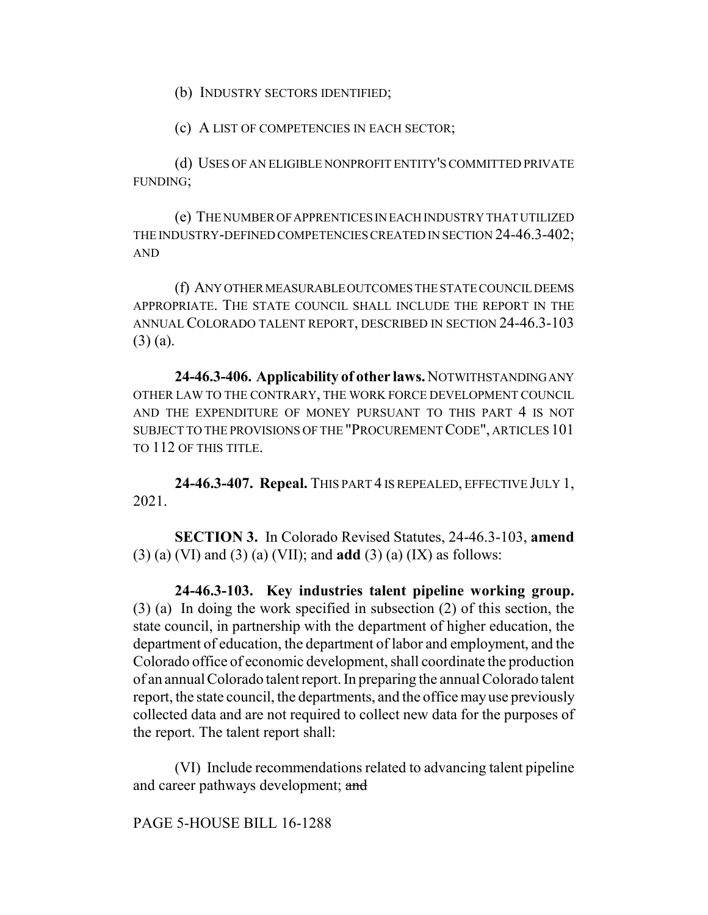(b) INDUSTRY SECTORS IDENTIFIED;

(c) A LIST OF COMPETENCIES IN EACH SECTOR;

(d) USES OF AN ELIGIBLE NONPROFIT ENTITY'S COMMITTED PRIVATE FUNDING;

(e) THE NUMBER OF APPRENTICES IN EACH INDUSTRY THAT UTILIZED THE INDUSTRY-DEFINED COMPETENCIES CREATED IN SECTION 24-46.3-402; AND

(f) ANY OTHER MEASURABLE OUTCOMES THE STATE COUNCIL DEEMS APPROPRIATE. THE STATE COUNCIL SHALL INCLUDE THE REPORT IN THE ANNUAL COLORADO TALENT REPORT, DESCRIBED IN SECTION 24-46.3-103 (3) (a).

**24-46.3-406. Applicability of other laws.** NOTWITHSTANDING ANY OTHER LAW TO THE CONTRARY, THE WORK FORCE DEVELOPMENT COUNCIL AND THE EXPENDITURE OF MONEY PURSUANT TO THIS PART 4 IS NOT SUBJECT TO THE PROVISIONS OF THE "PROCUREMENT CODE", ARTICLES 101 TO 112 OF THIS TITLE.

**24-46.3-407. Repeal.** THIS PART 4 IS REPEALED, EFFECTIVE JULY 1, 2021.

**SECTION 3.** In Colorado Revised Statutes, 24-46.3-103, **amend** (3) (a) (VI) and (3) (a) (VII); and **add** (3) (a) (IX) as follows:

**24-46.3-103. Key industries talent pipeline working group.** (3) (a) In doing the work specified in subsection (2) of this section, the state council, in partnership with the department of higher education, the department of education, the department of labor and employment, and the Colorado office of economic development, shall coordinate the production of an annual Colorado talent report. In preparing the annual Colorado talent report, the state council, the departments, and the office may use previously collected data and are not required to collect new data for the purposes of the report. The talent report shall:

(VI) Include recommendations related to advancing talent pipeline and career pathways development; ~~and~~

PAGE 5-HOUSE BILL 16-1288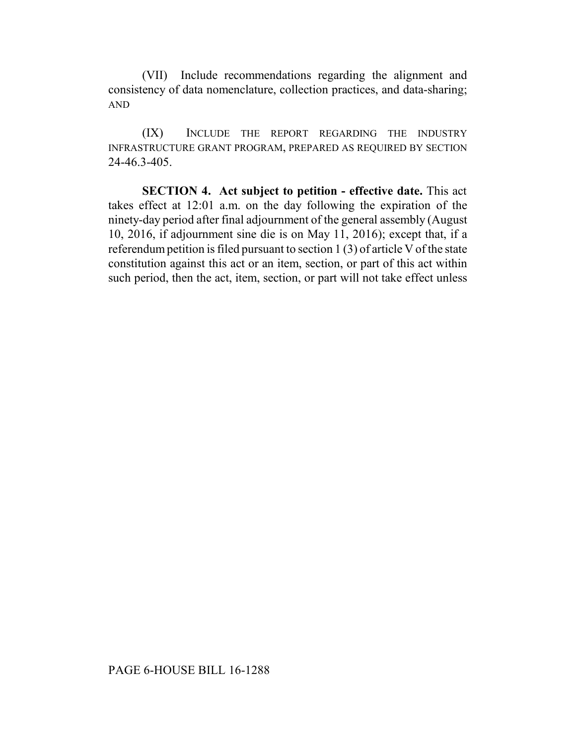(VII) Include recommendations regarding the alignment and consistency of data nomenclature, collection practices, and data-sharing; AND

(IX) INCLUDE THE REPORT REGARDING THE INDUSTRY INFRASTRUCTURE GRANT PROGRAM, PREPARED AS REQUIRED BY SECTION 24-46.3-405.

**SECTION 4. Act subject to petition - effective date.** This act takes effect at 12:01 a.m. on the day following the expiration of the ninety-day period after final adjournment of the general assembly (August 10, 2016, if adjournment sine die is on May 11, 2016); except that, if a referendum petition is filed pursuant to section 1 (3) of article V of the state constitution against this act or an item, section, or part of this act within such period, then the act, item, section, or part will not take effect unless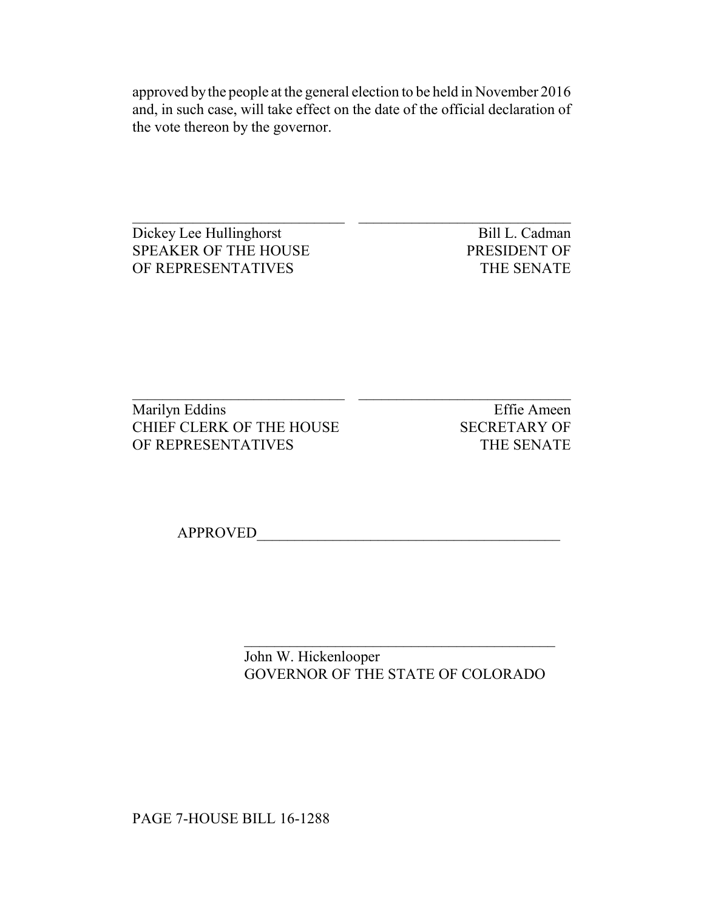approved by the people at the general election to be held in November 2016 and, in such case, will take effect on the date of the official declaration of the vote thereon by the governor.

____________________________
Dickey Lee Hullinghorst
SPEAKER OF THE HOUSE
OF REPRESENTATIVES

____________________________
Bill L. Cadman
PRESIDENT OF
THE SENATE

____________________________
Marilyn Eddins
CHIEF CLERK OF THE HOUSE
OF REPRESENTATIVES

____________________________
Effie Ameen
SECRETARY OF
THE SENATE

APPROVED________________________________________

____________________________________________
John W. Hickenlooper
GOVERNOR OF THE STATE OF COLORADO

PAGE 7-HOUSE BILL 16-1288